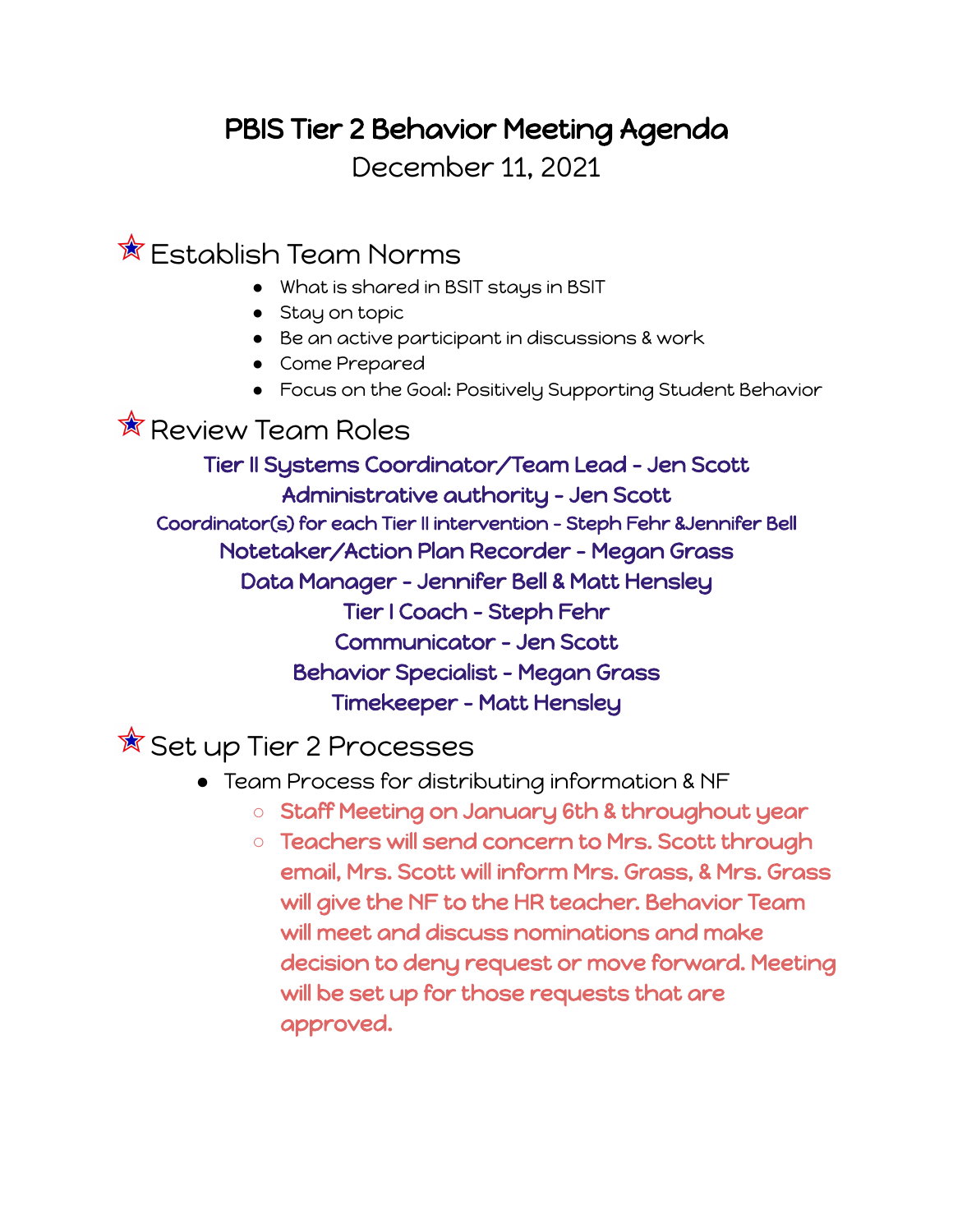# PBIS Tier 2 Behavior Meeting Agenda

December 11, 2021

## Establish Team Norms

- What is shared in BSIT stays in BSIT
- Stay on topic
- Be an active participant in discussions & work
- Come Prepared
- Focus on the Goal: Positively Supporting Student Behavior

## Review Team Roles

Tier II Systems Coordinator/Team Lead - Jen Scott

Administrative authority - Jen Scott

Coordinator(s) for each Tier II intervention - Steph Fehr &Jennifer Bell

Notetaker/Action Plan Recorder - Megan Grass

Data Manager - Jennifer Bell & Matt Hensley

Tier I Coach - Steph Fehr

Communicator - Jen Scott

Behavior Specialist - Megan Grass

Timekeeper - Matt Hensley

## Set up Tier 2 Processes

- Team Process for distributing information & NF
  - Staff Meeting on January 6th & throughout year
  - Teachers will send concern to Mrs. Scott through email, Mrs. Scott will inform Mrs. Grass, & Mrs. Grass will give the NF to the HR teacher. Behavior Team will meet and discuss nominations and make decision to deny request or move forward. Meeting will be set up for those requests that are approved.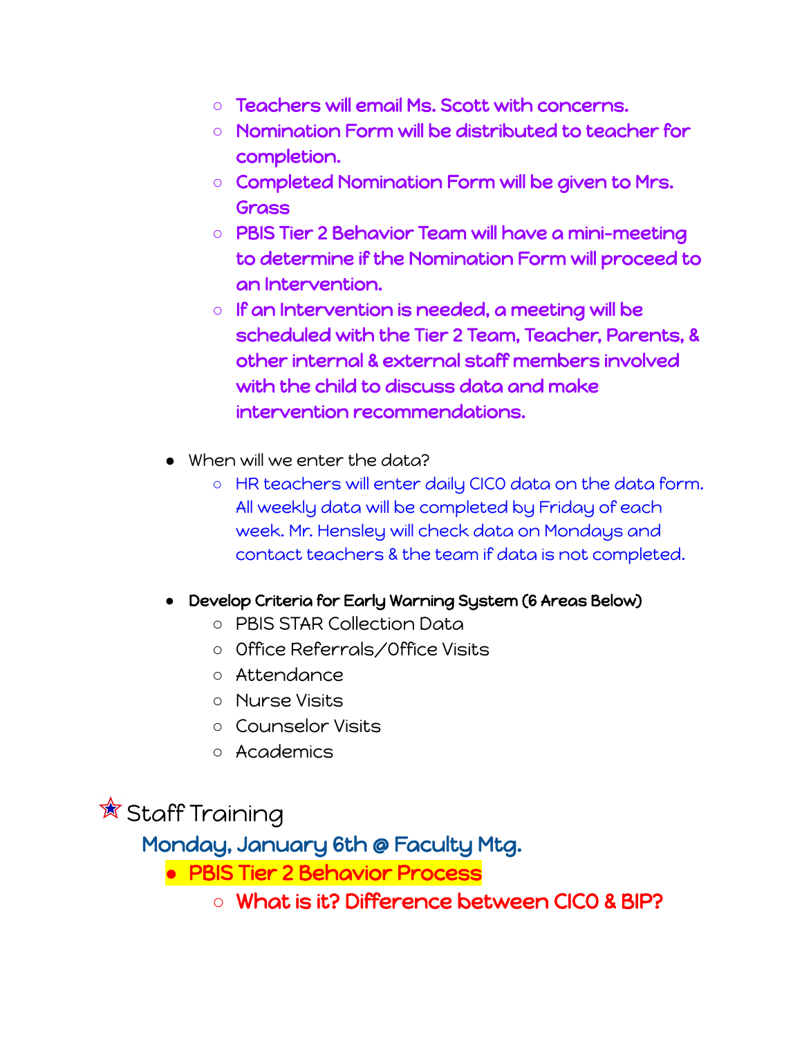- Teachers will email Ms. Scott with concerns.
- Nomination Form will be distributed to teacher for completion.
- Completed Nomination Form will be given to Mrs. Grass
- PBIS Tier 2 Behavior Team will have a mini-meeting to determine if the Nomination Form will proceed to an Intervention.
- If an Intervention is needed, a meeting will be scheduled with the Tier 2 Team, Teacher, Parents, & other internal & external staff members involved with the child to discuss data and make intervention recommendations.

- When will we enter the data?
  - HR teachers will enter daily CICO data on the data form. All weekly data will be completed by Friday of each week. Mr. Hensley will check data on Mondays and contact teachers & the team if data is not completed.

- **Develop Criteria for Early Warning System (6 Areas Below)**
  - PBIS STAR Collection Data
  - Office Referrals/Office Visits
  - Attendance
  - Nurse Visits
  - Counselor Visits
  - Academics

## ☆ Staff Training

### Monday, January 6th @ Faculty Mtg.

- **PBIS Tier 2 Behavior Process**
  - **What is it? Difference between CICO & BIP?**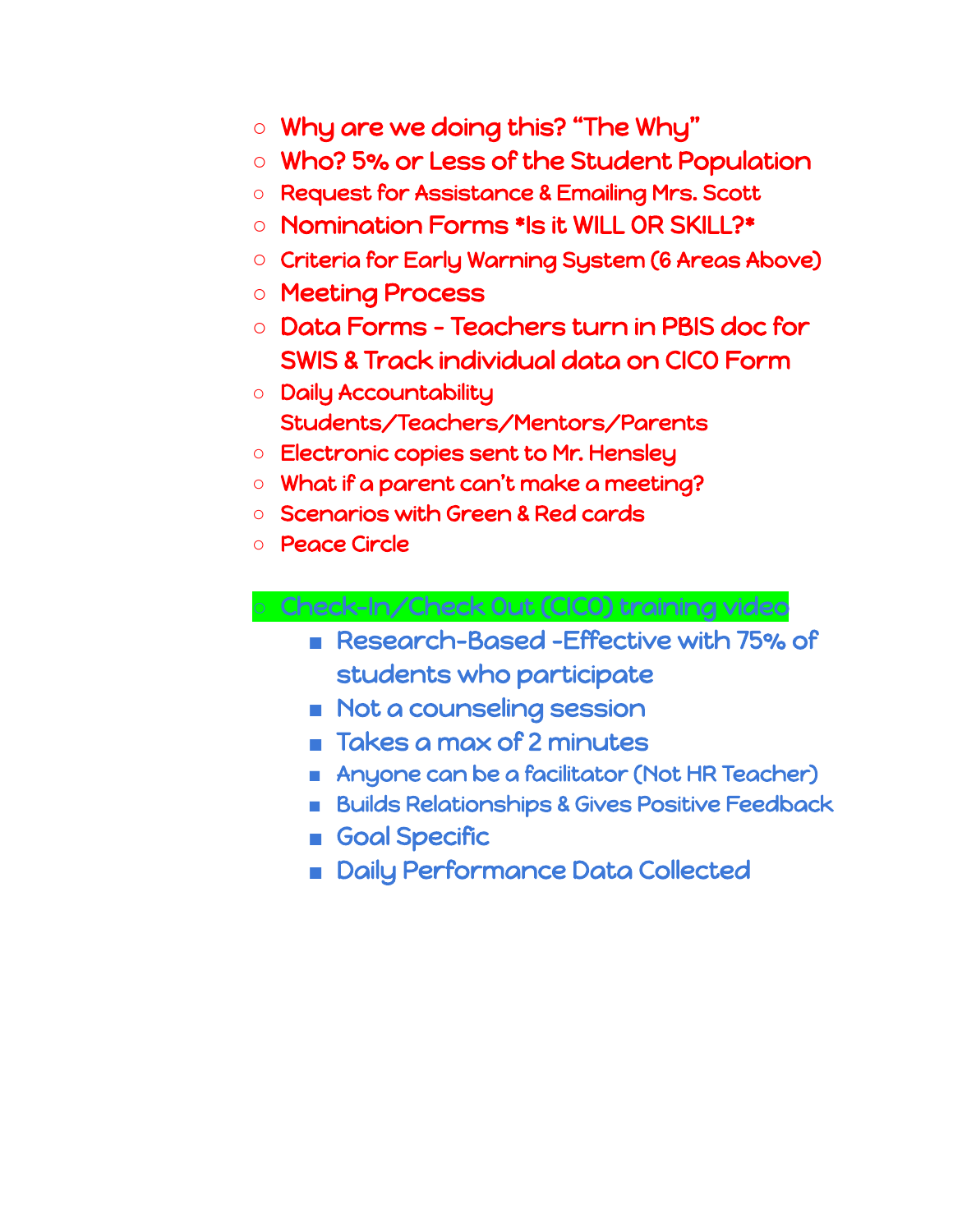- Why are we doing this? "The Why"
- Who? 5% or Less of the Student Population
- Request for Assistance & Emailing Mrs. Scott
- Nomination Forms *Is it WILL OR SKILL?*
- Criteria for Early Warning System (6 Areas Above)
- Meeting Process
- Data Forms - Teachers turn in PBIS doc for SWIS & Track individual data on CICO Form
- Daily Accountability Students/Teachers/Mentors/Parents
- Electronic copies sent to Mr. Hensley
- What if a parent can't make a meeting?
- Scenarios with Green & Red cards
- Peace Circle

- Check-In/Check Out (CICO) training video
  - Research-Based -Effective with 75% of students who participate
  - Not a counseling session
  - Takes a max of 2 minutes
  - Anyone can be a facilitator (Not HR Teacher)
  - Builds Relationships & Gives Positive Feedback
  - Goal Specific
  - Daily Performance Data Collected